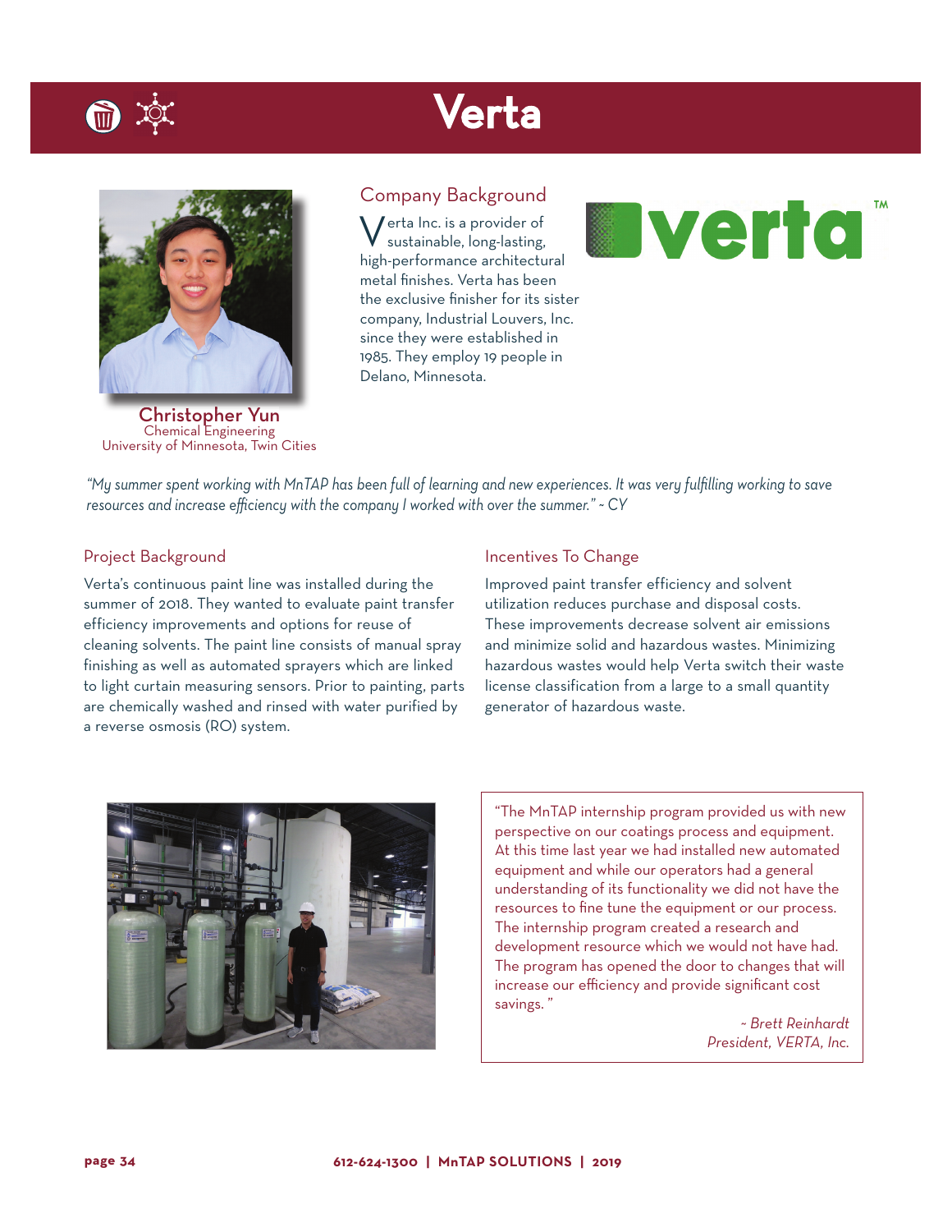# Verta

Christopher Yun
Chemical Engineering
University of Minnesota, Twin Cities

## Company Background

Verta Inc. is a provider of sustainable, long-lasting, high-performance architectural metal finishes. Verta has been the exclusive finisher for its sister company, Industrial Louvers, Inc. since they were established in 1985. They employ 19 people in Delano, Minnesota.

*"My summer spent working with MnTAP has been full of learning and new experiences. It was very fulfilling working to save resources and increase efficiency with the company I worked with over the summer." ~ CY*

## Project Background

Verta's continuous paint line was installed during the summer of 2018. They wanted to evaluate paint transfer efficiency improvements and options for reuse of cleaning solvents. The paint line consists of manual spray finishing as well as automated sprayers which are linked to light curtain measuring sensors. Prior to painting, parts are chemically washed and rinsed with water purified by a reverse osmosis (RO) system.

## Incentives To Change

Improved paint transfer efficiency and solvent utilization reduces purchase and disposal costs. These improvements decrease solvent air emissions and minimize solid and hazardous wastes. Minimizing hazardous wastes would help Verta switch their waste license classification from a large to a small quantity generator of hazardous waste.

"The MnTAP internship program provided us with new perspective on our coatings process and equipment. At this time last year we had installed new automated equipment and while our operators had a general understanding of its functionality we did not have the resources to fine tune the equipment or our process. The internship program created a research and development resource which we would not have had. The program has opened the door to changes that will increase our efficiency and provide significant cost savings."

*~ Brett Reinhardt*
*President, VERTA, Inc.*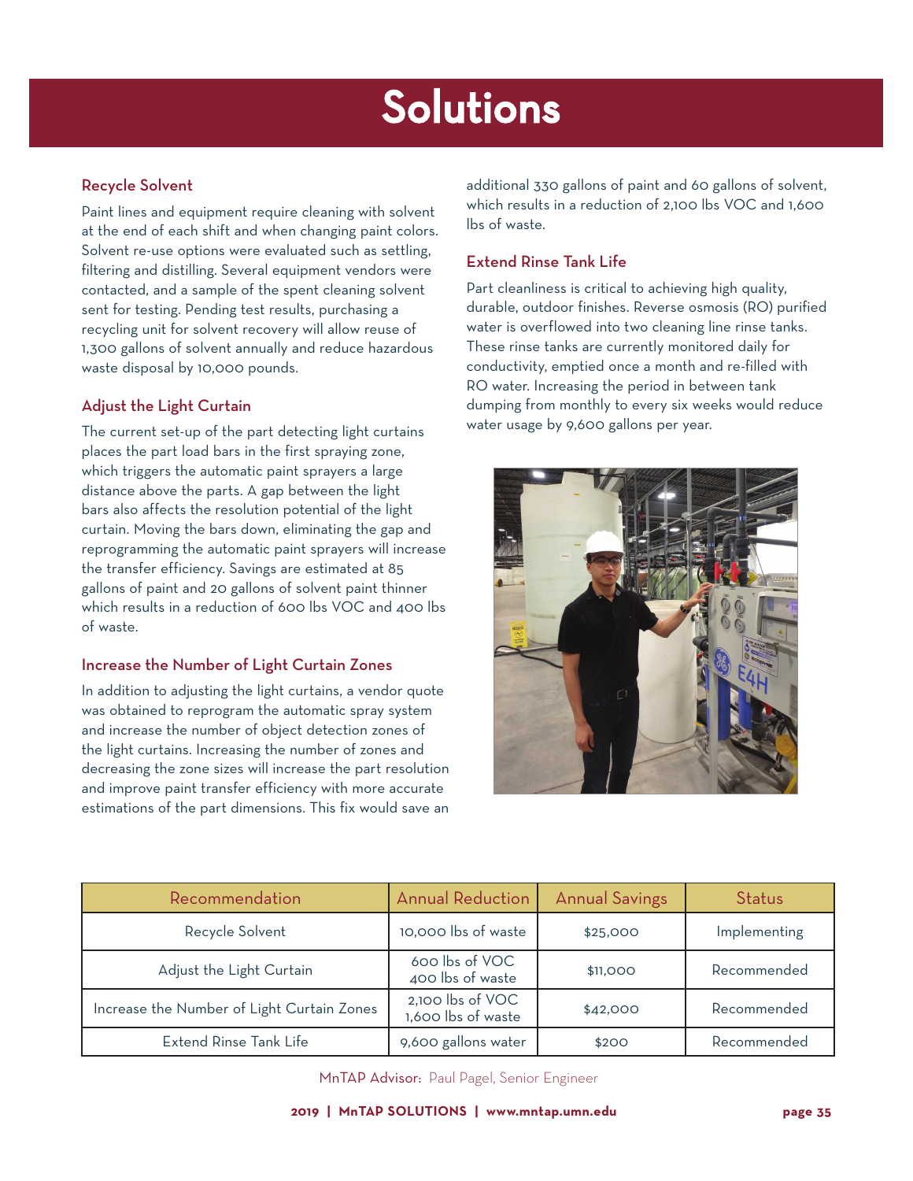# Solutions

### Recycle Solvent

Paint lines and equipment require cleaning with solvent at the end of each shift and when changing paint colors. Solvent re-use options were evaluated such as settling, filtering and distilling. Several equipment vendors were contacted, and a sample of the spent cleaning solvent sent for testing. Pending test results, purchasing a recycling unit for solvent recovery will allow reuse of 1,300 gallons of solvent annually and reduce hazardous waste disposal by 10,000 pounds.

### Adjust the Light Curtain

The current set-up of the part detecting light curtains places the part load bars in the first spraying zone, which triggers the automatic paint sprayers a large distance above the parts. A gap between the light bars also affects the resolution potential of the light curtain. Moving the bars down, eliminating the gap and reprogramming the automatic paint sprayers will increase the transfer efficiency. Savings are estimated at 85 gallons of paint and 20 gallons of solvent paint thinner which results in a reduction of 600 lbs VOC and 400 lbs of waste.

### Increase the Number of Light Curtain Zones

In addition to adjusting the light curtains, a vendor quote was obtained to reprogram the automatic spray system and increase the number of object detection zones of the light curtains. Increasing the number of zones and decreasing the zone sizes will increase the part resolution and improve paint transfer efficiency with more accurate estimations of the part dimensions. This fix would save an additional 330 gallons of paint and 60 gallons of solvent, which results in a reduction of 2,100 lbs VOC and 1,600 lbs of waste.

### Extend Rinse Tank Life

Part cleanliness is critical to achieving high quality, durable, outdoor finishes. Reverse osmosis (RO) purified water is overflowed into two cleaning line rinse tanks. These rinse tanks are currently monitored daily for conductivity, emptied once a month and re-filled with RO water. Increasing the period in between tank dumping from monthly to every six weeks would reduce water usage by 9,600 gallons per year.

| Recommendation | Annual Reduction | Annual Savings | Status |
|---|---|---|---|
| Recycle Solvent | 10,000 lbs of waste | $25,000 | Implementing |
| Adjust the Light Curtain | 600 lbs of VOC<br>400 lbs of waste | $11,000 | Recommended |
| Increase the Number of Light Curtain Zones | 2,100 lbs of VOC<br>1,600 lbs of waste | $42,000 | Recommended |
| Extend Rinse Tank Life | 9,600 gallons water | $200 | Recommended |

MnTAP Advisor: Paul Pagel, Senior Engineer